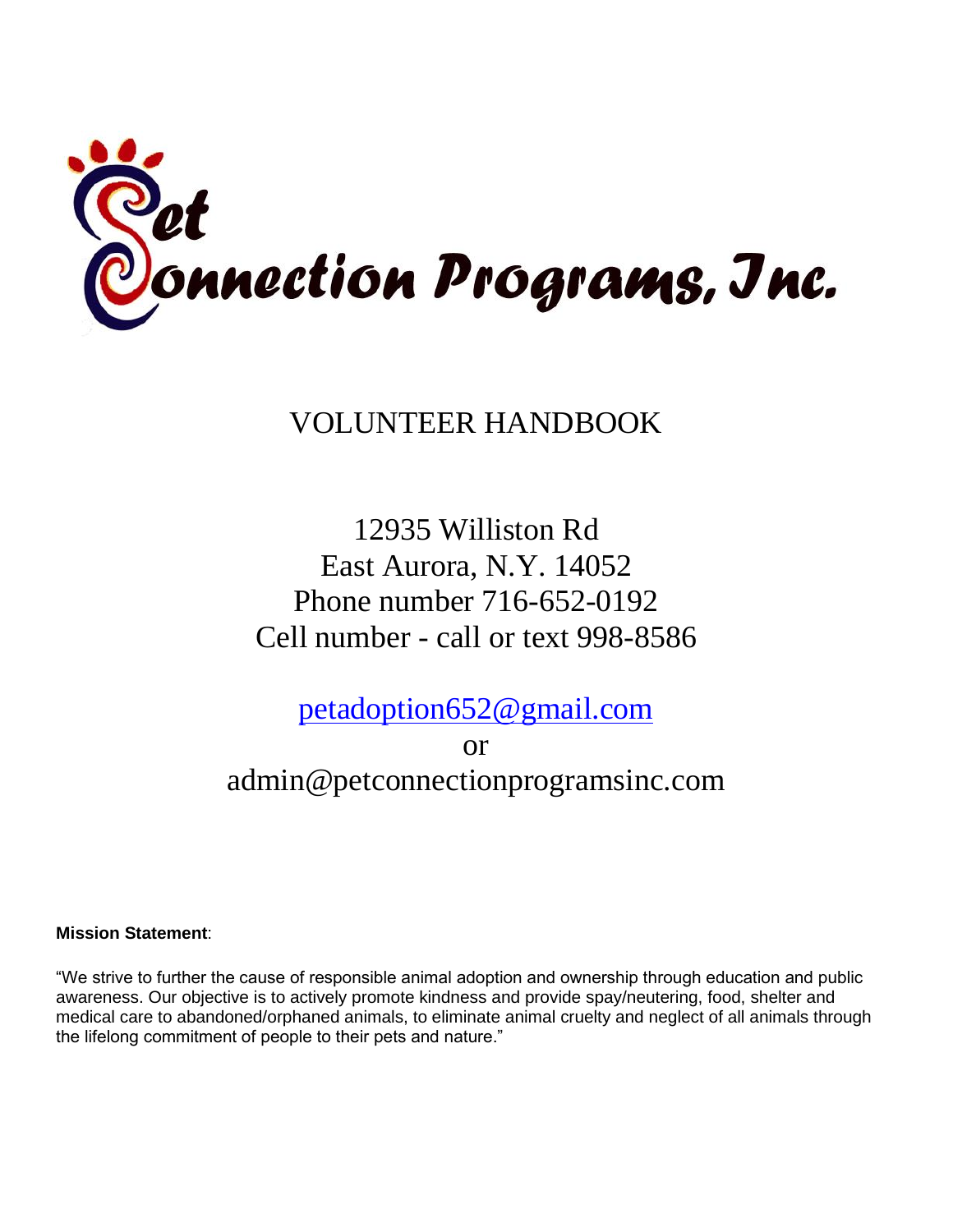# Pet Connection Programs, Inc.

## VOLUNTEER HANDBOOK

12935 Williston Rd
East Aurora, N.Y. 14052
Phone number 716-652-0192
Cell number - call or text 998-8586

petadoption652@gmail.com
or
admin@petconnectionprogramsinc.com

**Mission Statement**:

"We strive to further the cause of responsible animal adoption and ownership through education and public awareness. Our objective is to actively promote kindness and provide spay/neutering, food, shelter and medical care to abandoned/orphaned animals, to eliminate animal cruelty and neglect of all animals through the lifelong commitment of people to their pets and nature."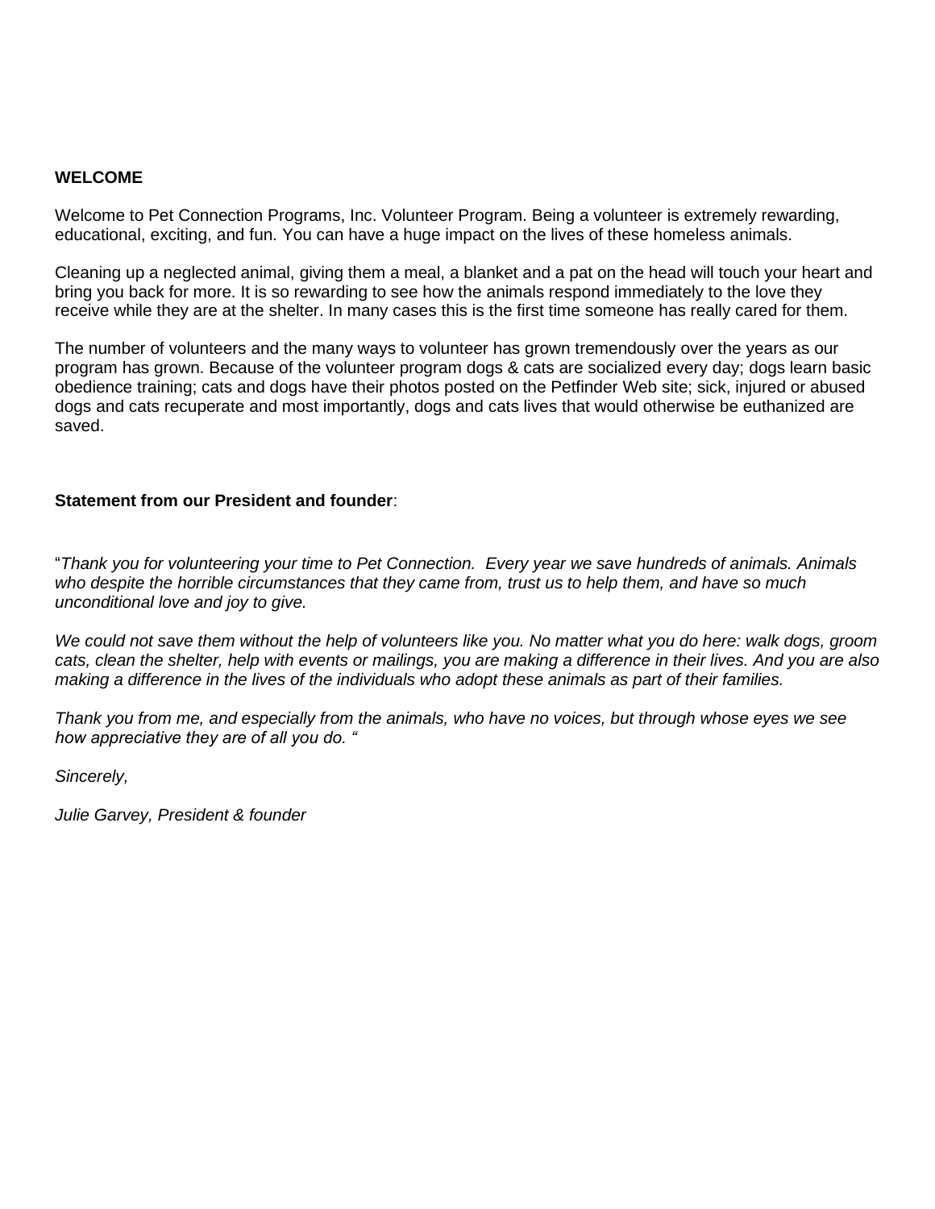**WELCOME**

Welcome to Pet Connection Programs, Inc. Volunteer Program. Being a volunteer is extremely rewarding, educational, exciting, and fun. You can have a huge impact on the lives of these homeless animals.

Cleaning up a neglected animal, giving them a meal, a blanket and a pat on the head will touch your heart and bring you back for more. It is so rewarding to see how the animals respond immediately to the love they receive while they are at the shelter. In many cases this is the first time someone has really cared for them.

The number of volunteers and the many ways to volunteer has grown tremendously over the years as our program has grown. Because of the volunteer program dogs & cats are socialized every day; dogs learn basic obedience training; cats and dogs have their photos posted on the Petfinder Web site; sick, injured or abused dogs and cats recuperate and most importantly, dogs and cats lives that would otherwise be euthanized are saved.

**Statement from our President and founder**:

"*Thank you for volunteering your time to Pet Connection. Every year we save hundreds of animals. Animals who despite the horrible circumstances that they came from, trust us to help them, and have so much unconditional love and joy to give.*

*We could not save them without the help of volunteers like you. No matter what you do here: walk dogs, groom cats, clean the shelter, help with events or mailings, you are making a difference in their lives. And you are also making a difference in the lives of the individuals who adopt these animals as part of their families.*

*Thank you from me, and especially from the animals, who have no voices, but through whose eyes we see how appreciative they are of all you do. "*

*Sincerely,*

*Julie Garvey, President & founder*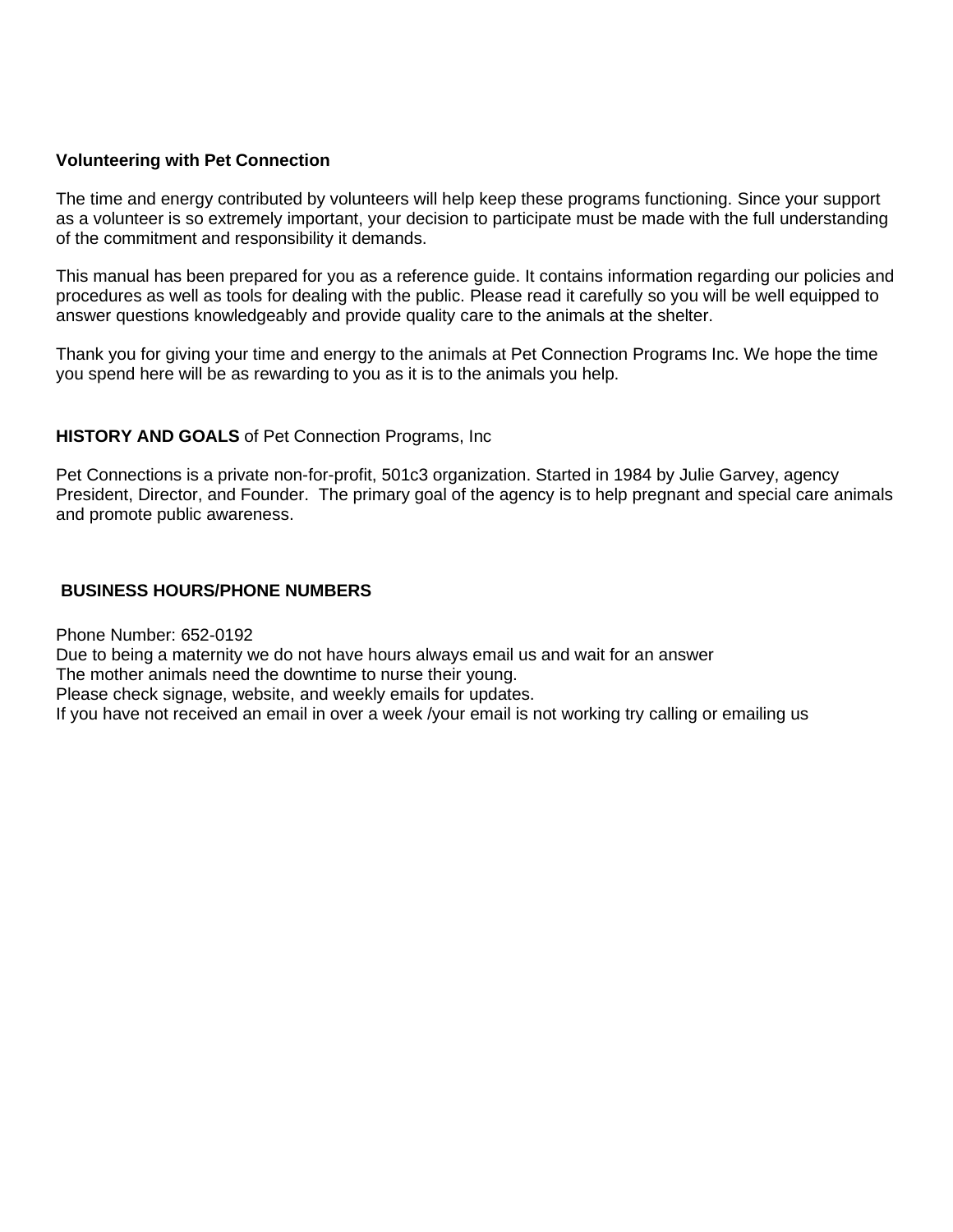**Volunteering with Pet Connection**

The time and energy contributed by volunteers will help keep these programs functioning. Since your support as a volunteer is so extremely important, your decision to participate must be made with the full understanding of the commitment and responsibility it demands.

This manual has been prepared for you as a reference guide. It contains information regarding our policies and procedures as well as tools for dealing with the public. Please read it carefully so you will be well equipped to answer questions knowledgeably and provide quality care to the animals at the shelter.

Thank you for giving your time and energy to the animals at Pet Connection Programs Inc. We hope the time you spend here will be as rewarding to you as it is to the animals you help.

**HISTORY AND GOALS** of Pet Connection Programs, Inc

Pet Connections is a private non-for-profit, 501c3 organization. Started in 1984 by Julie Garvey, agency President, Director, and Founder. The primary goal of the agency is to help pregnant and special care animals and promote public awareness.

**BUSINESS HOURS/PHONE NUMBERS**

Phone Number: 652-0192
Due to being a maternity we do not have hours always email us and wait for an answer
The mother animals need the downtime to nurse their young.
Please check signage, website, and weekly emails for updates.
If you have not received an email in over a week /your email is not working try calling or emailing us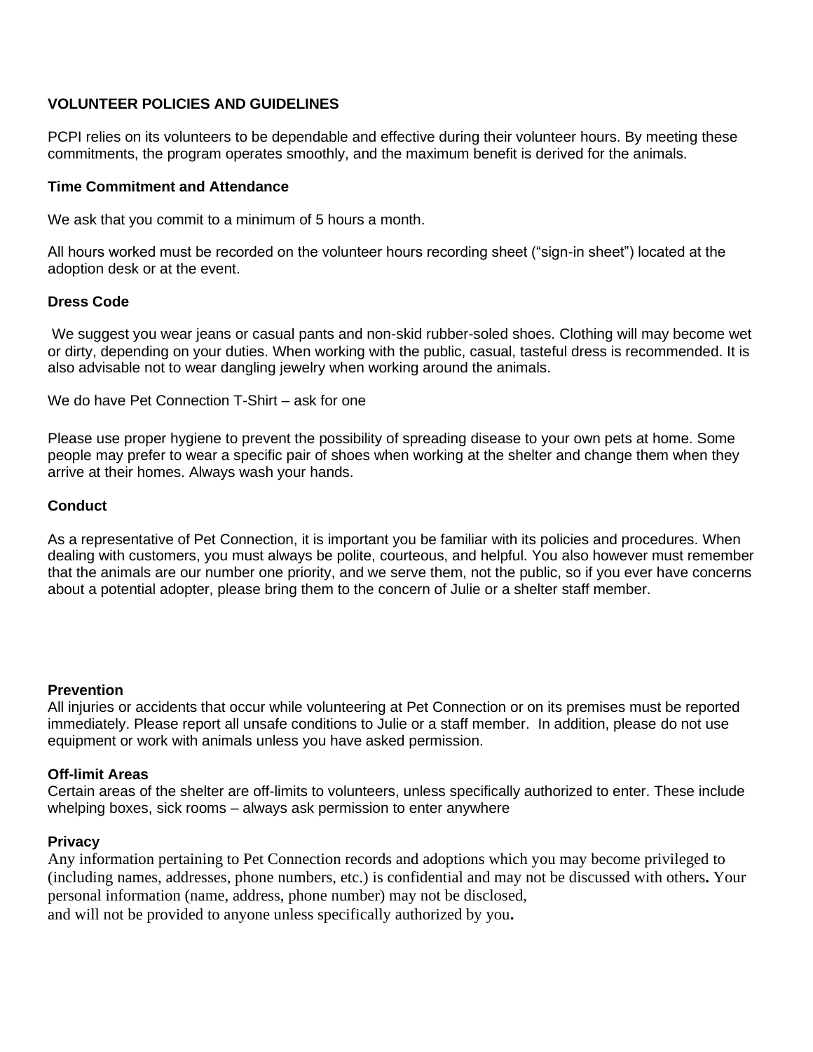## VOLUNTEER POLICIES AND GUIDELINES

PCPI relies on its volunteers to be dependable and effective during their volunteer hours. By meeting these commitments, the program operates smoothly, and the maximum benefit is derived for the animals.

### Time Commitment and Attendance

We ask that you commit to a minimum of 5 hours a month.

All hours worked must be recorded on the volunteer hours recording sheet ("sign-in sheet") located at the adoption desk or at the event.

### Dress Code

We suggest you wear jeans or casual pants and non-skid rubber-soled shoes. Clothing will may become wet or dirty, depending on your duties. When working with the public, casual, tasteful dress is recommended. It is also advisable not to wear dangling jewelry when working around the animals.

We do have Pet Connection T-Shirt – ask for one

Please use proper hygiene to prevent the possibility of spreading disease to your own pets at home. Some people may prefer to wear a specific pair of shoes when working at the shelter and change them when they arrive at their homes. Always wash your hands.

### Conduct

As a representative of Pet Connection, it is important you be familiar with its policies and procedures. When dealing with customers, you must always be polite, courteous, and helpful. You also however must remember that the animals are our number one priority, and we serve them, not the public, so if you ever have concerns about a potential adopter, please bring them to the concern of Julie or a shelter staff member.

### Prevention

All injuries or accidents that occur while volunteering at Pet Connection or on its premises must be reported immediately. Please report all unsafe conditions to Julie or a staff member. In addition, please do not use equipment or work with animals unless you have asked permission.

### Off-limit Areas

Certain areas of the shelter are off-limits to volunteers, unless specifically authorized to enter. These include whelping boxes, sick rooms – always ask permission to enter anywhere

### Privacy

Any information pertaining to Pet Connection records and adoptions which you may become privileged to (including names, addresses, phone numbers, etc.) is confidential and may not be discussed with others**.** Your personal information (name, address, phone number) may not be disclosed,
and will not be provided to anyone unless specifically authorized by you**.**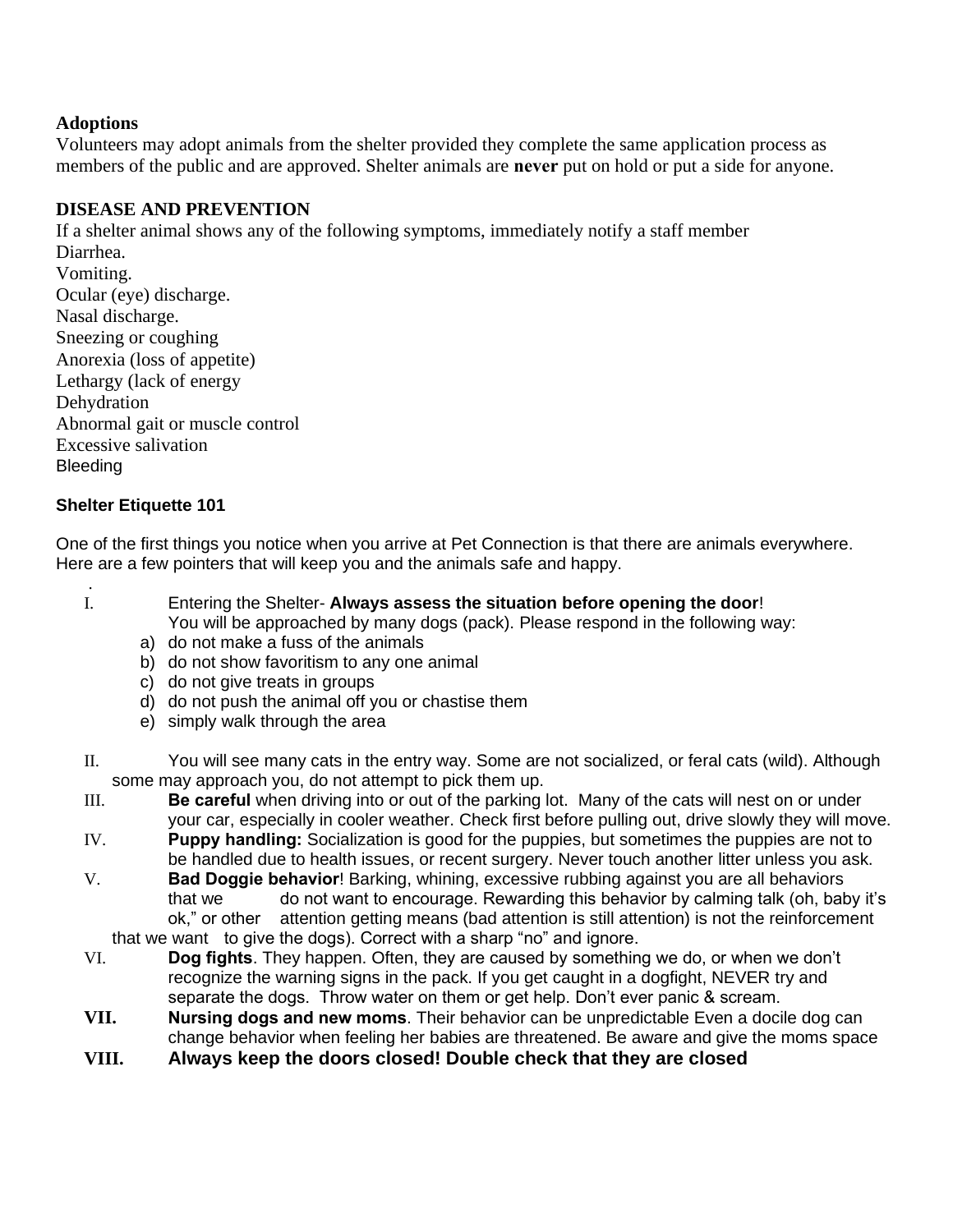**Adoptions**

Volunteers may adopt animals from the shelter provided they complete the same application process as members of the public and are approved. Shelter animals are **never** put on hold or put a side for anyone.

**DISEASE AND PREVENTION**

If a shelter animal shows any of the following symptoms, immediately notify a staff member

Diarrhea.
Vomiting.
Ocular (eye) discharge.
Nasal discharge.
Sneezing or coughing
Anorexia (loss of appetite)
Lethargy (lack of energy
Dehydration
Abnormal gait or muscle control
Excessive salivation
Bleeding

**Shelter Etiquette 101**

One of the first things you notice when you arrive at Pet Connection is that there are animals everywhere. Here are a few pointers that will keep you and the animals safe and happy.

I. Entering the Shelter- **Always assess the situation before opening the door**! You will be approached by many dogs (pack). Please respond in the following way:
   a) do not make a fuss of the animals
   b) do not show favoritism to any one animal
   c) do not give treats in groups
   d) do not push the animal off you or chastise them
   e) simply walk through the area

II. You will see many cats in the entry way. Some are not socialized, or feral cats (wild). Although some may approach you, do not attempt to pick them up.

III. **Be careful** when driving into or out of the parking lot. Many of the cats will nest on or under your car, especially in cooler weather. Check first before pulling out, drive slowly they will move.

IV. **Puppy handling:** Socialization is good for the puppies, but sometimes the puppies are not to be handled due to health issues, or recent surgery. Never touch another litter unless you ask.

V. **Bad Doggie behavior**! Barking, whining, excessive rubbing against you are all behaviors that we do not want to encourage. Rewarding this behavior by calming talk (oh, baby it's ok," or other attention getting means (bad attention is still attention) is not the reinforcement that we want to give the dogs). Correct with a sharp "no" and ignore.

VI. **Dog fights**. They happen. Often, they are caused by something we do, or when we don't recognize the warning signs in the pack. If you get caught in a dogfight, NEVER try and separate the dogs. Throw water on them or get help. Don't ever panic & scream.

**VII.** **Nursing dogs and new moms**. Their behavior can be unpredictable Even a docile dog can change behavior when feeling her babies are threatened. Be aware and give the moms space

**VIII.** **Always keep the doors closed! Double check that they are closed**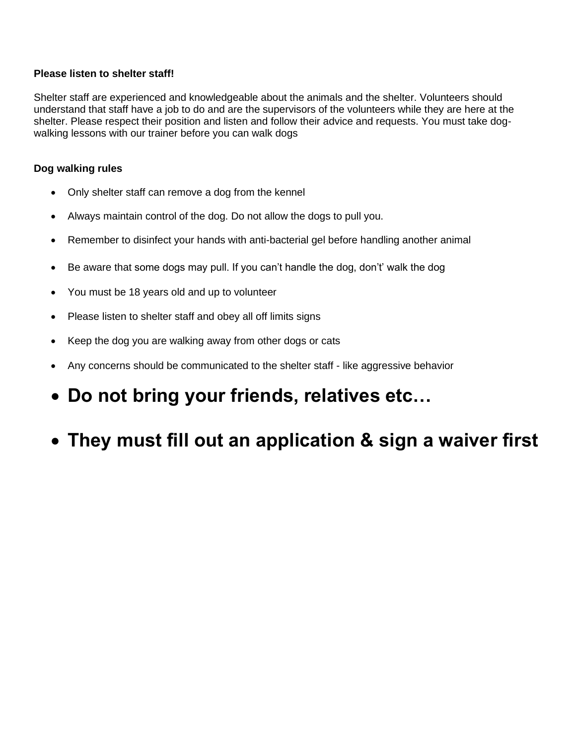**Please listen to shelter staff!**

Shelter staff are experienced and knowledgeable about the animals and the shelter. Volunteers should understand that staff have a job to do and are the supervisors of the volunteers while they are here at the shelter. Please respect their position and listen and follow their advice and requests. You must take dog-walking lessons with our trainer before you can walk dogs

**Dog walking rules**

- Only shelter staff can remove a dog from the kennel
- Always maintain control of the dog. Do not allow the dogs to pull you.
- Remember to disinfect your hands with anti-bacterial gel before handling another animal
- Be aware that some dogs may pull. If you can't handle the dog, don't' walk the dog
- You must be 18 years old and up to volunteer
- Please listen to shelter staff and obey all off limits signs
- Keep the dog you are walking away from other dogs or cats
- Any concerns should be communicated to the shelter staff - like aggressive behavior
- **Do not bring your friends, relatives etc…**
- **They must fill out an application & sign a waiver first**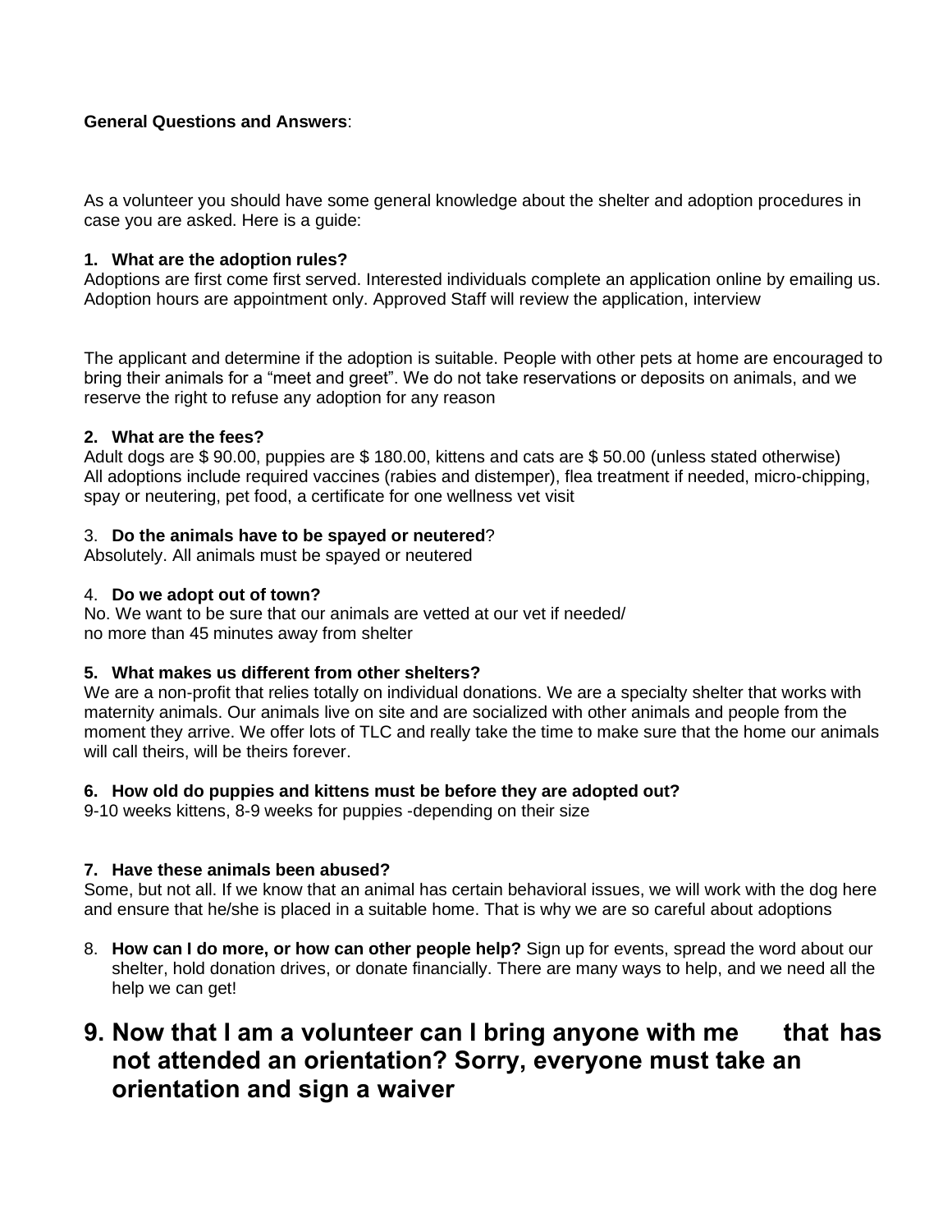**General Questions and Answers**:

As a volunteer you should have some general knowledge about the shelter and adoption procedures in case you are asked. Here is a guide:

**1. What are the adoption rules?**
Adoptions are first come first served. Interested individuals complete an application online by emailing us. Adoption hours are appointment only. Approved Staff will review the application, interview

The applicant and determine if the adoption is suitable. People with other pets at home are encouraged to bring their animals for a "meet and greet". We do not take reservations or deposits on animals, and we reserve the right to refuse any adoption for any reason

**2. What are the fees?**
Adult dogs are $ 90.00, puppies are $ 180.00, kittens and cats are $ 50.00 (unless stated otherwise)
All adoptions include required vaccines (rabies and distemper), flea treatment if needed, micro-chipping, spay or neutering, pet food, a certificate for one wellness vet visit

3. **Do the animals have to be spayed or neutered**?
Absolutely. All animals must be spayed or neutered

4. **Do we adopt out of town?**
No. We want to be sure that our animals are vetted at our vet if needed/
no more than 45 minutes away from shelter

**5. What makes us different from other shelters?**
We are a non-profit that relies totally on individual donations. We are a specialty shelter that works with maternity animals. Our animals live on site and are socialized with other animals and people from the moment they arrive. We offer lots of TLC and really take the time to make sure that the home our animals will call theirs, will be theirs forever.

**6. How old do puppies and kittens must be before they are adopted out?**
9-10 weeks kittens, 8-9 weeks for puppies -depending on their size

**7. Have these animals been abused?**
Some, but not all. If we know that an animal has certain behavioral issues, we will work with the dog here and ensure that he/she is placed in a suitable home. That is why we are so careful about adoptions

8. **How can I do more, or how can other people help?** Sign up for events, spread the word about our shelter, hold donation drives, or donate financially. There are many ways to help, and we need all the help we can get!

## 9. Now that I am a volunteer can I bring anyone with me that has not attended an orientation? Sorry, everyone must take an orientation and sign a waiver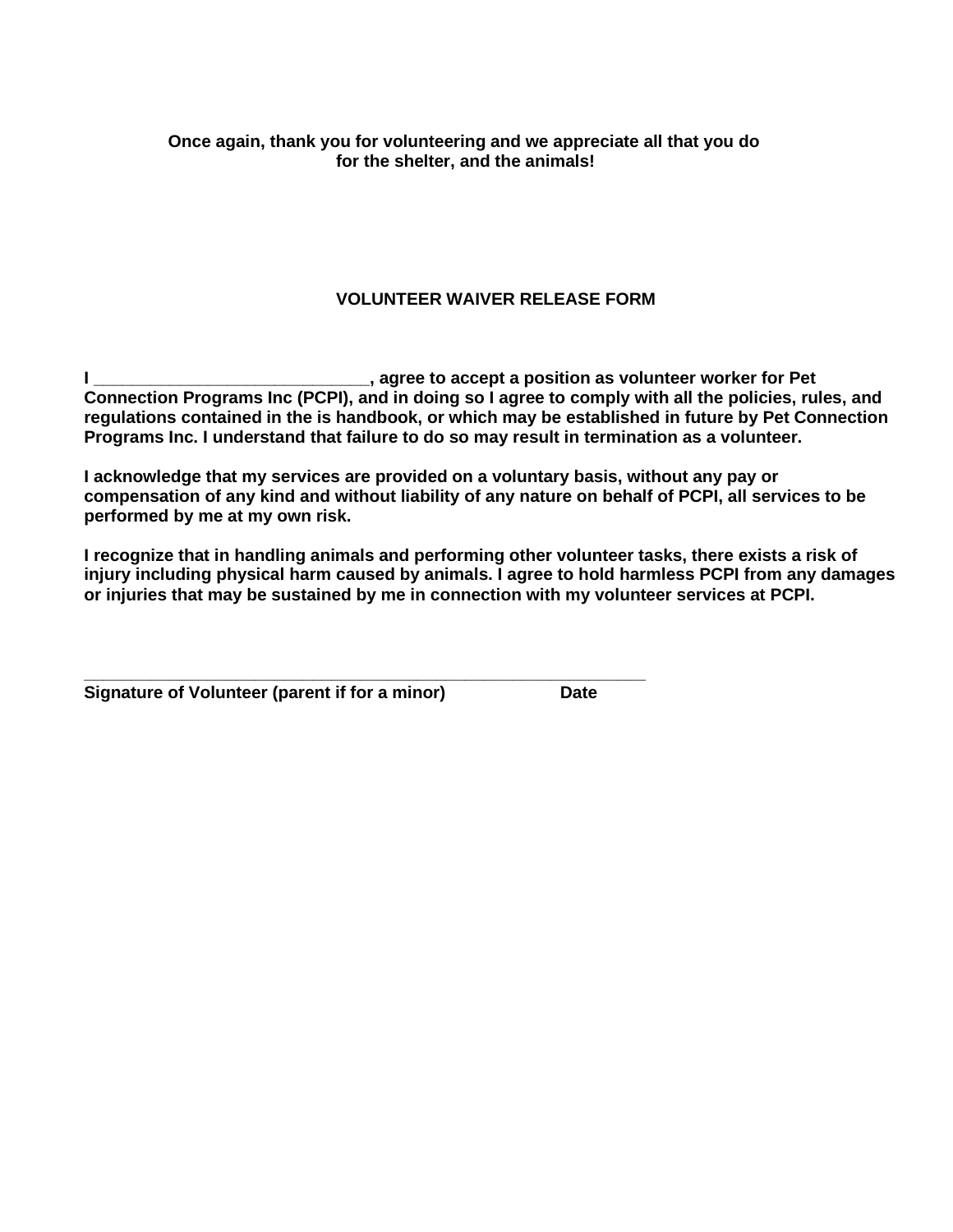**Once again, thank you for volunteering and we appreciate all that you do for the shelter, and the animals!**

## VOLUNTEER WAIVER RELEASE FORM

**I ____________________________, agree to accept a position as volunteer worker for Pet Connection Programs Inc (PCPI), and in doing so I agree to comply with all the policies, rules, and regulations contained in the is handbook, or which may be established in future by Pet Connection Programs Inc. I understand that failure to do so may result in termination as a volunteer.**

**I acknowledge that my services are provided on a voluntary basis, without any pay or compensation of any kind and without liability of any nature on behalf of PCPI, all services to be performed by me at my own risk.**

**I recognize that in handling animals and performing other volunteer tasks, there exists a risk of injury including physical harm caused by animals. I agree to hold harmless PCPI from any damages or injuries that may be sustained by me in connection with my volunteer services at PCPI.**

**__________________________________________________________**

**Signature of Volunteer (parent if for a minor)  Date**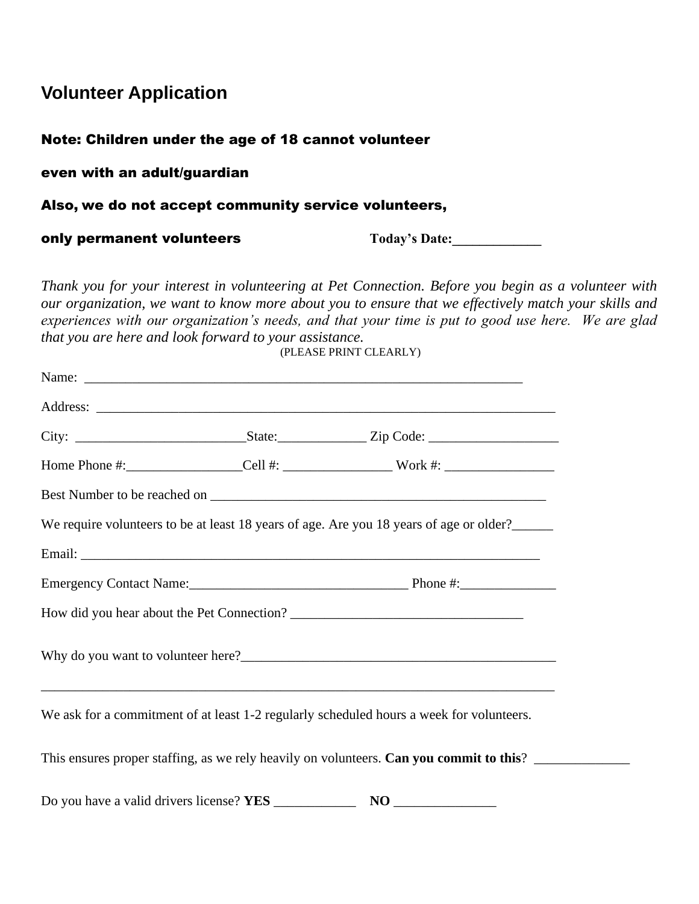# Volunteer Application

**Note: Children under the age of 18 cannot volunteer**

**even with an adult/guardian**

**Also, we do not accept community service volunteers,**

**only permanent volunteers** **Today's Date:_____________**

*Thank you for your interest in volunteering at Pet Connection. Before you begin as a volunteer with our organization, we want to know more about you to ensure that we effectively match your skills and experiences with our organization's needs, and that your time is put to good use here. We are glad that you are here and look forward to your assistance.*

(PLEASE PRINT CLEARLY)

Name: ____________________________________________________________________

Address: ___________________________________________________________________

City: _________________________State:_____________ Zip Code: ___________________

Home Phone #:_________________Cell #: ________________ Work #: ________________

Best Number to be reached on ___________________________________________________

We require volunteers to be at least 18 years of age. Are you 18 years of age or older?______

Email: ______________________________________________________________________

Emergency Contact Name:________________________________ Phone #:______________

How did you hear about the Pet Connection? __________________________________

Why do you want to volunteer here?_______________________________________________

_____________________________________________________________________________

We ask for a commitment of at least 1-2 regularly scheduled hours a week for volunteers.

This ensures proper staffing, as we rely heavily on volunteers. **Can you commit to this**? ______________

Do you have a valid drivers license? **YES** ____________ **NO** _______________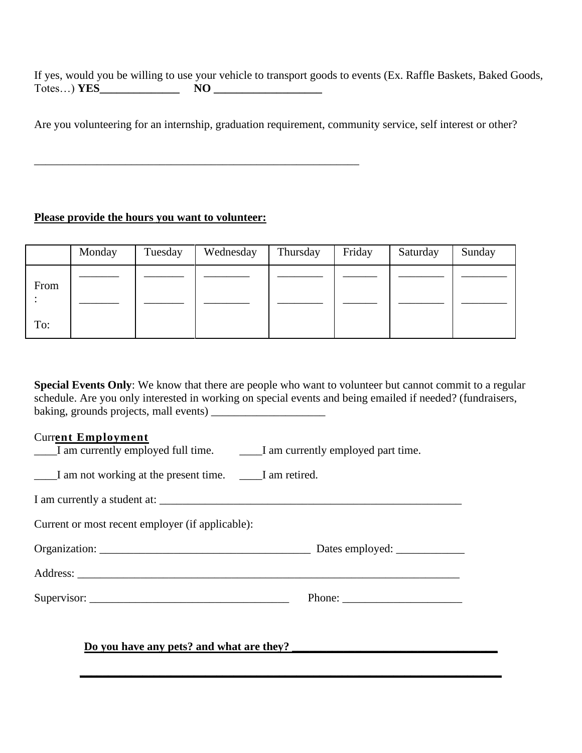If yes, would you be willing to use your vehicle to transport goods to events (Ex. Raffle Baskets, Baked Goods, Totes…) **YES______________ NO ___________________**

Are you volunteering for an internship, graduation requirement, community service, self interest or other?

___________________________________________________________

**Please provide the hours you want to volunteer:**

| | Monday | Tuesday | Wednesday | Thursday | Friday | Saturday | Sunday |
|---|---|---|---|---|---|---|---|
| From: | _______ | _______ | ________ | ________ | ______ | ________ | ________ |
| To: | _______ | _______ | ________ | ________ | ______ | ________ | ________ |

**Special Events Only**: We know that there are people who want to volunteer but cannot commit to a regular schedule. Are you only interested in working on special events and being emailed if needed? (fundraisers, baking, grounds projects, mall events) ____________________

**Current Employment**

____I am currently employed full time. ____I am currently employed part time.

____I am not working at the present time. ____I am retired.

I am currently a student at: _______________________________________________________

Current or most recent employer (if applicable):

Organization: _____________________________________ Dates employed: ____________

Address: _______________________________________________________________________

Supervisor: ___________________________________ Phone: _____________________

**Do you have any pets? and what are they? ___________________________________**

**_____________________________________________________________________________**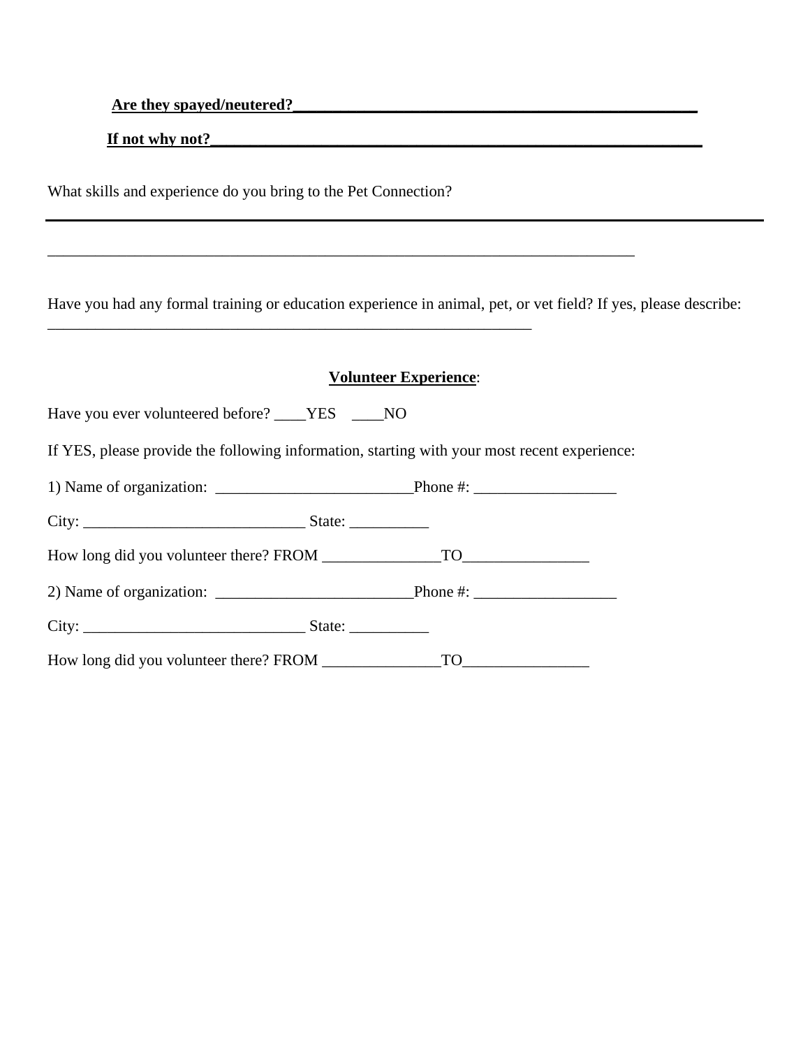**Are they spayed/neutered?**___________________________________________________

**If not why not?**_____________________________________________________________

What skills and experience do you bring to the Pet Connection?

___________________________________________________________________________________

_____________________________________________________________________________

Have you had any formal training or education experience in animal, pet, or vet field? If yes, please describe: ________________________________________________________________

**Volunteer Experience**:

Have you ever volunteered before? ____YES ____NO

If YES, please provide the following information, starting with your most recent experience:

1) Name of organization: _________________________Phone #: __________________

City: ____________________________ State: __________

How long did you volunteer there? FROM _______________TO________________

2) Name of organization: _________________________Phone #: __________________

City: ____________________________ State: __________

How long did you volunteer there? FROM _______________TO________________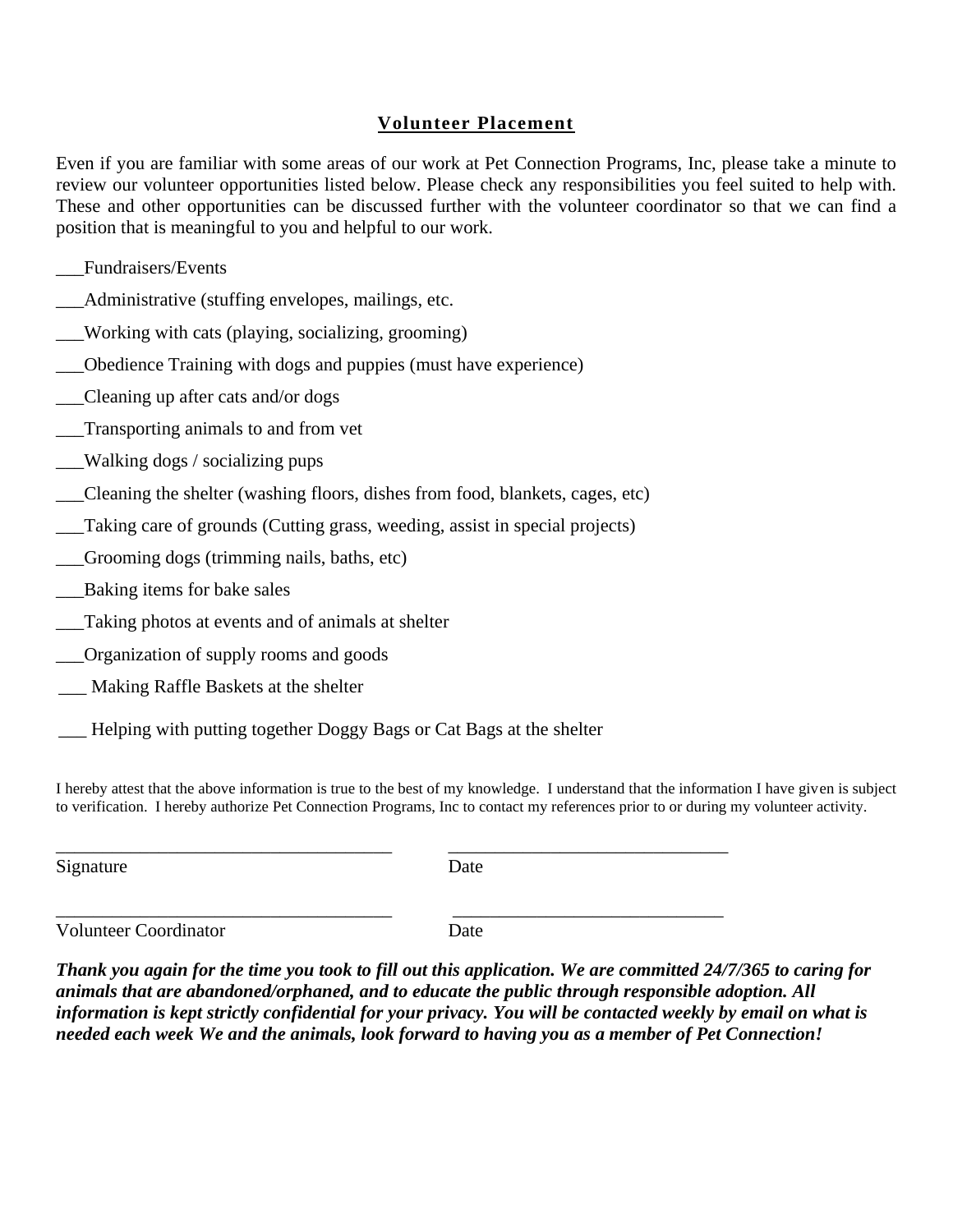## Volunteer Placement

Even if you are familiar with some areas of our work at Pet Connection Programs, Inc, please take a minute to review our volunteer opportunities listed below. Please check any responsibilities you feel suited to help with. These and other opportunities can be discussed further with the volunteer coordinator so that we can find a position that is meaningful to you and helpful to our work.

___Fundraisers/Events

___Administrative (stuffing envelopes, mailings, etc.

___Working with cats (playing, socializing, grooming)

___Obedience Training with dogs and puppies (must have experience)

___Cleaning up after cats and/or dogs

___Transporting animals to and from vet

___Walking dogs / socializing pups

___Cleaning the shelter (washing floors, dishes from food, blankets, cages, etc)

___Taking care of grounds (Cutting grass, weeding, assist in special projects)

___Grooming dogs (trimming nails, baths, etc)

___Baking items for bake sales

___Taking photos at events and of animals at shelter

___Organization of supply rooms and goods

___ Making Raffle Baskets at the shelter

___ Helping with putting together Doggy Bags or Cat Bags at the shelter

I hereby attest that the above information is true to the best of my knowledge. I understand that the information I have given is subject to verification. I hereby authorize Pet Connection Programs, Inc to contact my references prior to or during my volunteer activity.

_____________________________________ _______________________________

Signature Date

_____________________________________ ______________________________

Volunteer Coordinator Date

***Thank you again for the time you took to fill out this application. We are committed 24/7/365 to caring for animals that are abandoned/orphaned, and to educate the public through responsible adoption. All information is kept strictly confidential for your privacy. You will be contacted weekly by email on what is needed each week We and the animals, look forward to having you as a member of Pet Connection!***